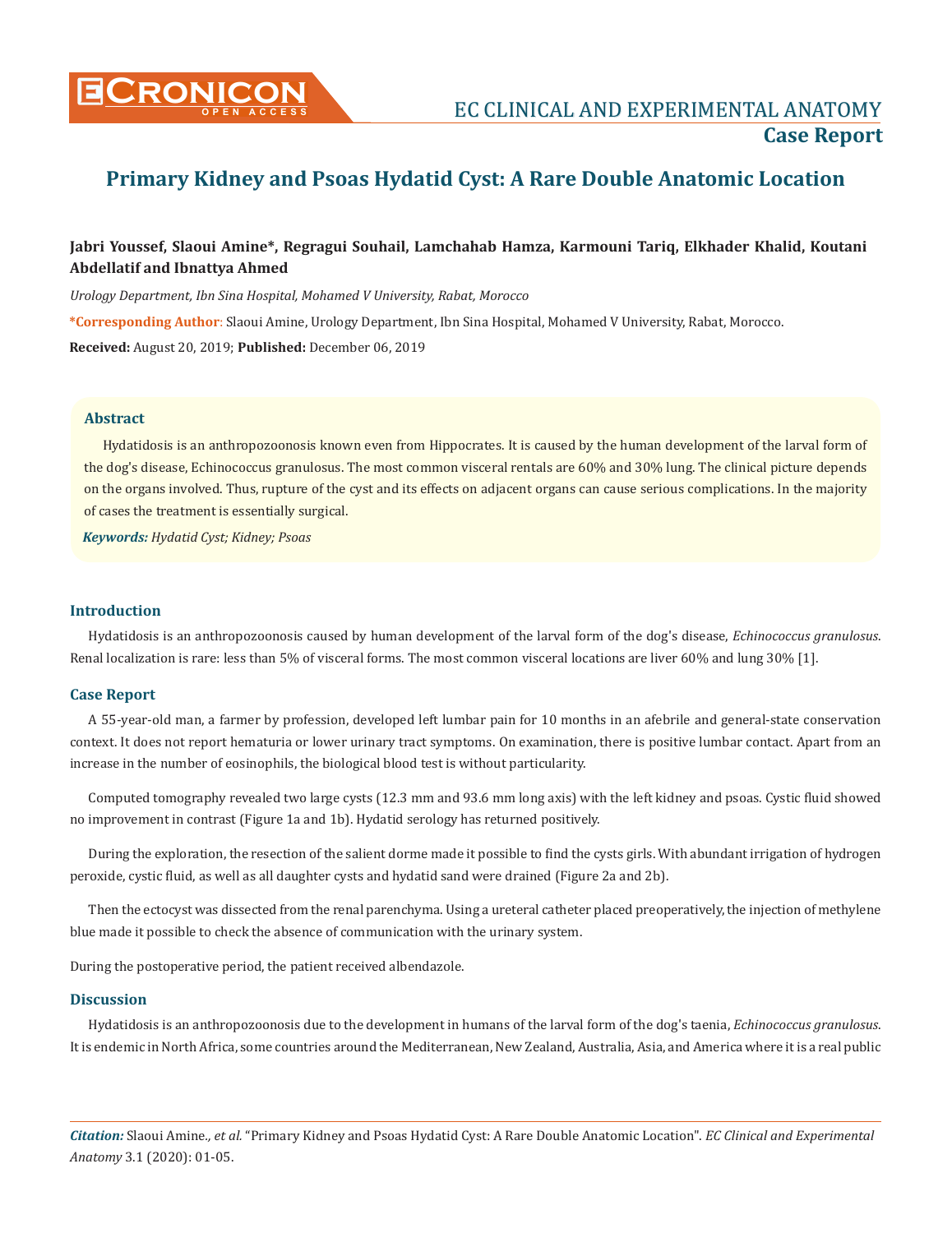# Primary Kidney and Psoas Hydatid Cyst: A Rare Double Anatomic Location

**Jabri Youssef, Slaoui Amine\*, Regragui Souhail, Lamchahab Hamza, Karmouni Tariq, Elkhader Khalid, Koutani Abdellatif and Ibnattya Ahmed**

*Urology Department, Ibn Sina Hospital, Mohamed V University, Rabat, Morocco*

**\*Corresponding Author**: Slaoui Amine, Urology Department, Ibn Sina Hospital, Mohamed V University, Rabat, Morocco.

**Received:** August 20, 2019; **Published:** December 06, 2019

## Abstract

Hydatidosis is an anthropozoonosis known even from Hippocrates. It is caused by the human development of the larval form of the dog's disease, Echinococcus granulosus. The most common visceral rentals are 60% and 30% lung. The clinical picture depends on the organs involved. Thus, rupture of the cyst and its effects on adjacent organs can cause serious complications. In the majority of cases the treatment is essentially surgical.

***Keywords:*** *Hydatid Cyst; Kidney; Psoas*

## Introduction

Hydatidosis is an anthropozoonosis caused by human development of the larval form of the dog's disease, *Echinococcus granulosus*. Renal localization is rare: less than 5% of visceral forms. The most common visceral locations are liver 60% and lung 30% [1].

## Case Report

A 55-year-old man, a farmer by profession, developed left lumbar pain for 10 months in an afebrile and general-state conservation context. It does not report hematuria or lower urinary tract symptoms. On examination, there is positive lumbar contact. Apart from an increase in the number of eosinophils, the biological blood test is without particularity.

Computed tomography revealed two large cysts (12.3 mm and 93.6 mm long axis) with the left kidney and psoas. Cystic fluid showed no improvement in contrast (Figure 1a and 1b). Hydatid serology has returned positively.

During the exploration, the resection of the salient dorme made it possible to find the cysts girls. With abundant irrigation of hydrogen peroxide, cystic fluid, as well as all daughter cysts and hydatid sand were drained (Figure 2a and 2b).

Then the ectocyst was dissected from the renal parenchyma. Using a ureteral catheter placed preoperatively, the injection of methylene blue made it possible to check the absence of communication with the urinary system.

During the postoperative period, the patient received albendazole.

## Discussion

Hydatidosis is an anthropozoonosis due to the development in humans of the larval form of the dog's taenia, *Echinococcus granulosus*. It is endemic in North Africa, some countries around the Mediterranean, New Zealand, Australia, Asia, and America where it is a real public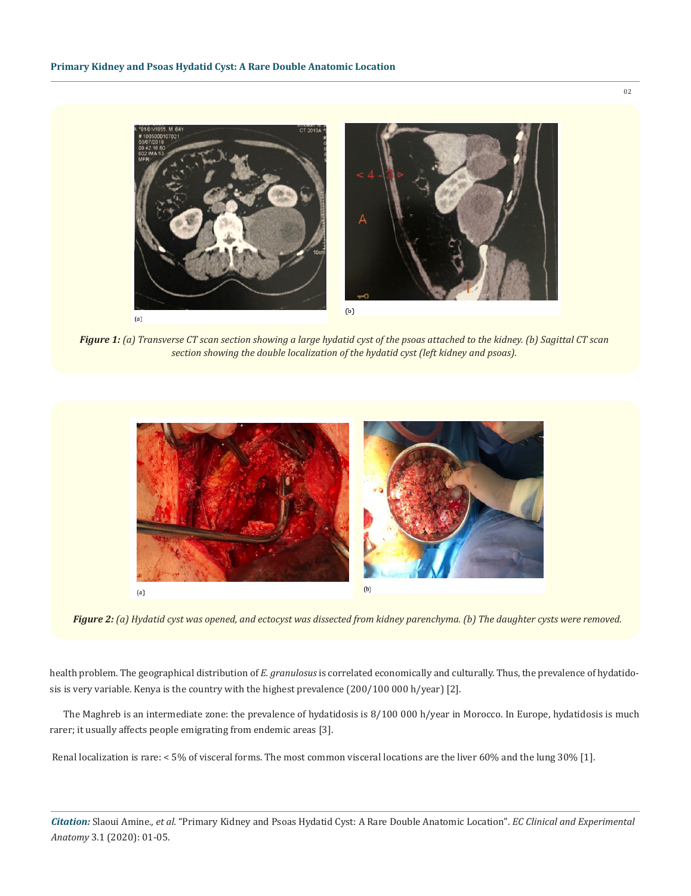*Figure 1: (a) Transverse CT scan section showing a large hydatid cyst of the psoas attached to the kidney. (b) Sagittal CT scan section showing the double localization of the hydatid cyst (left kidney and psoas).*

*Figure 2: (a) Hydatid cyst was opened, and ectocyst was dissected from kidney parenchyma. (b) The daughter cysts were removed.*

health problem. The geographical distribution of *E. granulosus* is correlated economically and culturally. Thus, the prevalence of hydatidosis is very variable. Kenya is the country with the highest prevalence (200/100 000 h/year) [2].

The Maghreb is an intermediate zone: the prevalence of hydatidosis is 8/100 000 h/year in Morocco. In Europe, hydatidosis is much rarer; it usually affects people emigrating from endemic areas [3].

Renal localization is rare: < 5% of visceral forms. The most common visceral locations are the liver 60% and the lung 30% [1].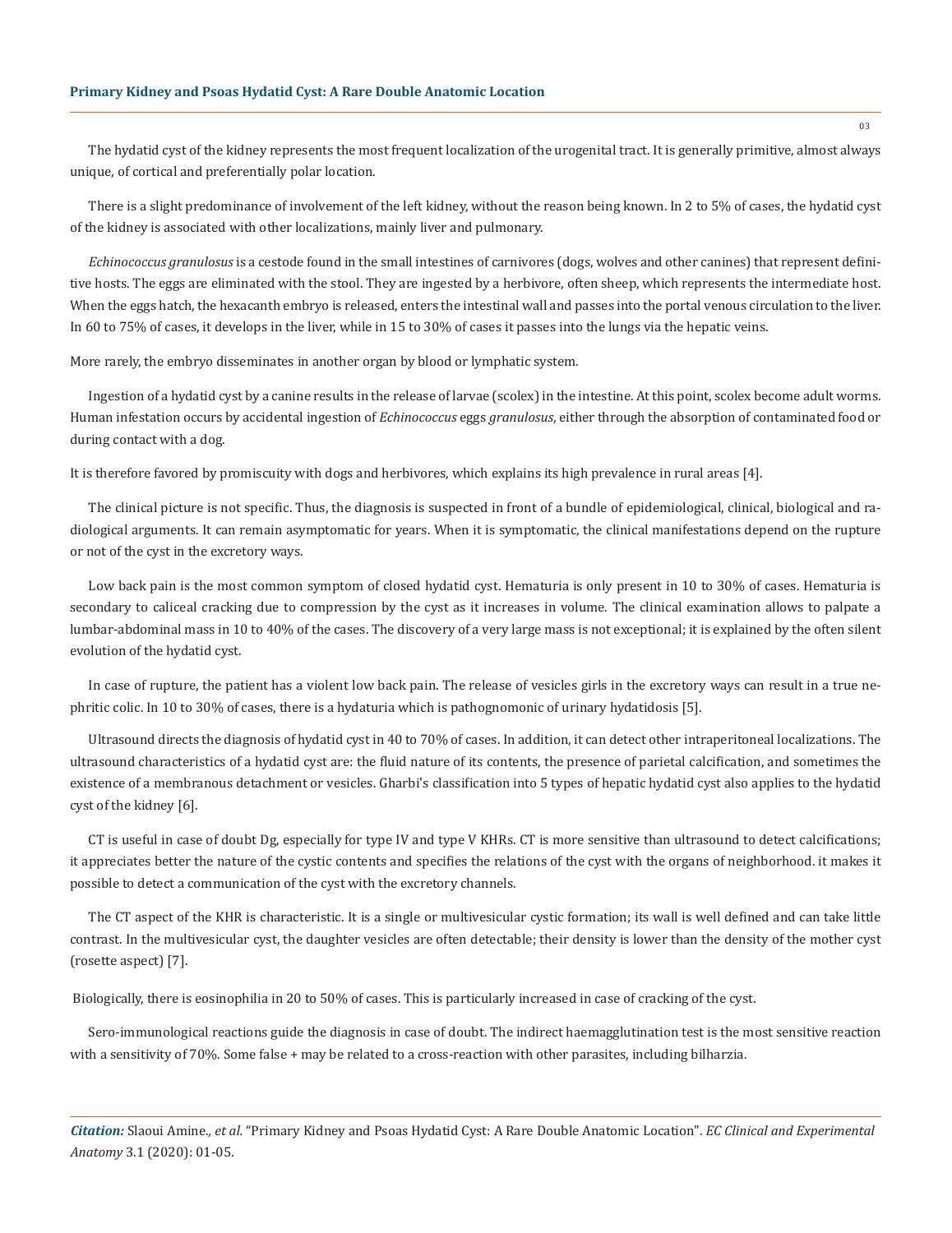The hydatid cyst of the kidney represents the most frequent localization of the urogenital tract. It is generally primitive, almost always unique, of cortical and preferentially polar location.

There is a slight predominance of involvement of the left kidney, without the reason being known. In 2 to 5% of cases, the hydatid cyst of the kidney is associated with other localizations, mainly liver and pulmonary.

*Echinococcus granulosus* is a cestode found in the small intestines of carnivores (dogs, wolves and other canines) that represent definitive hosts. The eggs are eliminated with the stool. They are ingested by a herbivore, often sheep, which represents the intermediate host. When the eggs hatch, the hexacanth embryo is released, enters the intestinal wall and passes into the portal venous circulation to the liver. In 60 to 75% of cases, it develops in the liver, while in 15 to 30% of cases it passes into the lungs via the hepatic veins.

More rarely, the embryo disseminates in another organ by blood or lymphatic system.

Ingestion of a hydatid cyst by a canine results in the release of larvae (scolex) in the intestine. At this point, scolex become adult worms. Human infestation occurs by accidental ingestion of *Echinococcus* eggs *granulosus*, either through the absorption of contaminated food or during contact with a dog.

It is therefore favored by promiscuity with dogs and herbivores, which explains its high prevalence in rural areas [4].

The clinical picture is not specific. Thus, the diagnosis is suspected in front of a bundle of epidemiological, clinical, biological and radiological arguments. It can remain asymptomatic for years. When it is symptomatic, the clinical manifestations depend on the rupture or not of the cyst in the excretory ways.

Low back pain is the most common symptom of closed hydatid cyst. Hematuria is only present in 10 to 30% of cases. Hematuria is secondary to caliceal cracking due to compression by the cyst as it increases in volume. The clinical examination allows to palpate a lumbar-abdominal mass in 10 to 40% of the cases. The discovery of a very large mass is not exceptional; it is explained by the often silent evolution of the hydatid cyst.

In case of rupture, the patient has a violent low back pain. The release of vesicles girls in the excretory ways can result in a true nephritic colic. In 10 to 30% of cases, there is a hydaturia which is pathognomonic of urinary hydatidosis [5].

Ultrasound directs the diagnosis of hydatid cyst in 40 to 70% of cases. In addition, it can detect other intraperitoneal localizations. The ultrasound characteristics of a hydatid cyst are: the fluid nature of its contents, the presence of parietal calcification, and sometimes the existence of a membranous detachment or vesicles. Gharbi's classification into 5 types of hepatic hydatid cyst also applies to the hydatid cyst of the kidney [6].

CT is useful in case of doubt Dg, especially for type IV and type V KHRs. CT is more sensitive than ultrasound to detect calcifications; it appreciates better the nature of the cystic contents and specifies the relations of the cyst with the organs of neighborhood. it makes it possible to detect a communication of the cyst with the excretory channels.

The CT aspect of the KHR is characteristic. It is a single or multivesicular cystic formation; its wall is well defined and can take little contrast. In the multivesicular cyst, the daughter vesicles are often detectable; their density is lower than the density of the mother cyst (rosette aspect) [7].

Biologically, there is eosinophilia in 20 to 50% of cases. This is particularly increased in case of cracking of the cyst.

Sero-immunological reactions guide the diagnosis in case of doubt. The indirect haemagglutination test is the most sensitive reaction with a sensitivity of 70%. Some false + may be related to a cross-reaction with other parasites, including bilharzia.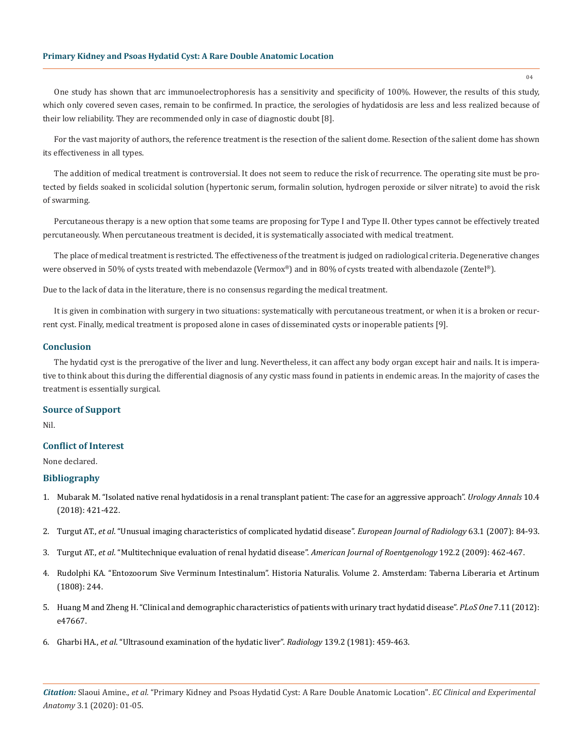One study has shown that arc immunoelectrophoresis has a sensitivity and specificity of 100%. However, the results of this study, which only covered seven cases, remain to be confirmed. In practice, the serologies of hydatidosis are less and less realized because of their low reliability. They are recommended only in case of diagnostic doubt [8].

For the vast majority of authors, the reference treatment is the resection of the salient dome. Resection of the salient dome has shown its effectiveness in all types.

The addition of medical treatment is controversial. It does not seem to reduce the risk of recurrence. The operating site must be protected by fields soaked in scolicidal solution (hypertonic serum, formalin solution, hydrogen peroxide or silver nitrate) to avoid the risk of swarming.

Percutaneous therapy is a new option that some teams are proposing for Type I and Type II. Other types cannot be effectively treated percutaneously. When percutaneous treatment is decided, it is systematically associated with medical treatment.

The place of medical treatment is restricted. The effectiveness of the treatment is judged on radiological criteria. Degenerative changes were observed in 50% of cysts treated with mebendazole (Vermox®) and in 80% of cysts treated with albendazole (Zentel®).

Due to the lack of data in the literature, there is no consensus regarding the medical treatment.

It is given in combination with surgery in two situations: systematically with percutaneous treatment, or when it is a broken or recurrent cyst. Finally, medical treatment is proposed alone in cases of disseminated cysts or inoperable patients [9].

## Conclusion

The hydatid cyst is the prerogative of the liver and lung. Nevertheless, it can affect any body organ except hair and nails. It is imperative to think about this during the differential diagnosis of any cystic mass found in patients in endemic areas. In the majority of cases the treatment is essentially surgical.

## Source of Support

Nil.

## Conflict of Interest

None declared.

## Bibliography

1. Mubarak M. "Isolated native renal hydatidosis in a renal transplant patient: The case for an aggressive approach". *Urology Annals* 10.4 (2018): 421-422.
2. Turgut AT., *et al*. "Unusual imaging characteristics of complicated hydatid disease". *European Journal of Radiology* 63.1 (2007): 84-93.
3. Turgut AT., *et al*. "Multitechnique evaluation of renal hydatid disease". *American Journal of Roentgenology* 192.2 (2009): 462-467.
4. Rudolphi KA. "Entozoorum Sive Verminum Intestinalum". Historia Naturalis. Volume 2. Amsterdam: Taberna Liberaria et Artinum (1808): 244.
5. Huang M and Zheng H. "Clinical and demographic characteristics of patients with urinary tract hydatid disease". *PLoS One* 7.11 (2012): e47667.
6. Gharbi HA., *et al*. "Ultrasound examination of the hydatic liver". *Radiology* 139.2 (1981): 459-463.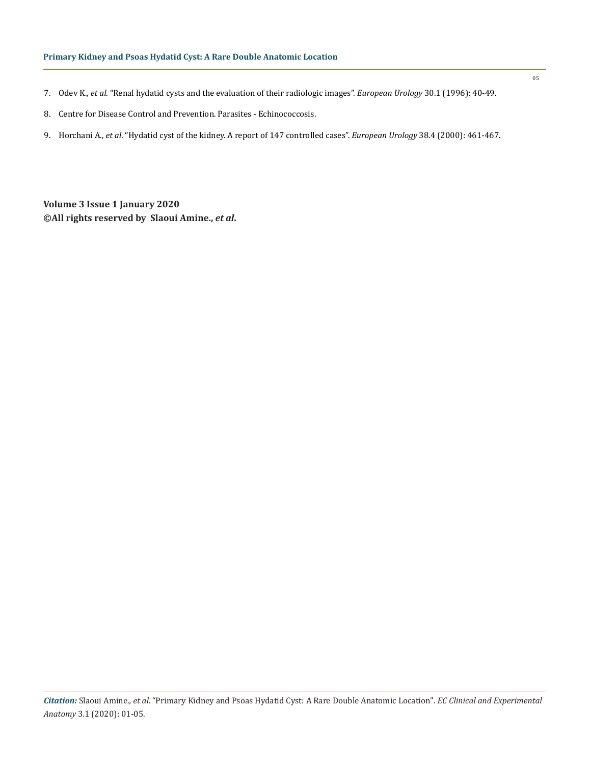7. Odev K., *et al.* "Renal hydatid cysts and the evaluation of their radiologic images". *European Urology* 30.1 (1996): 40-49.

8. Centre for Disease Control and Prevention. Parasites - Echinococcosis.

9. Horchani A., *et al*. "Hydatid cyst of the kidney. A report of 147 controlled cases". *European Urology* 38.4 (2000): 461-467.

**Volume 3 Issue 1 January 2020**
**©All rights reserved by Slaoui Amine., *et al*.**